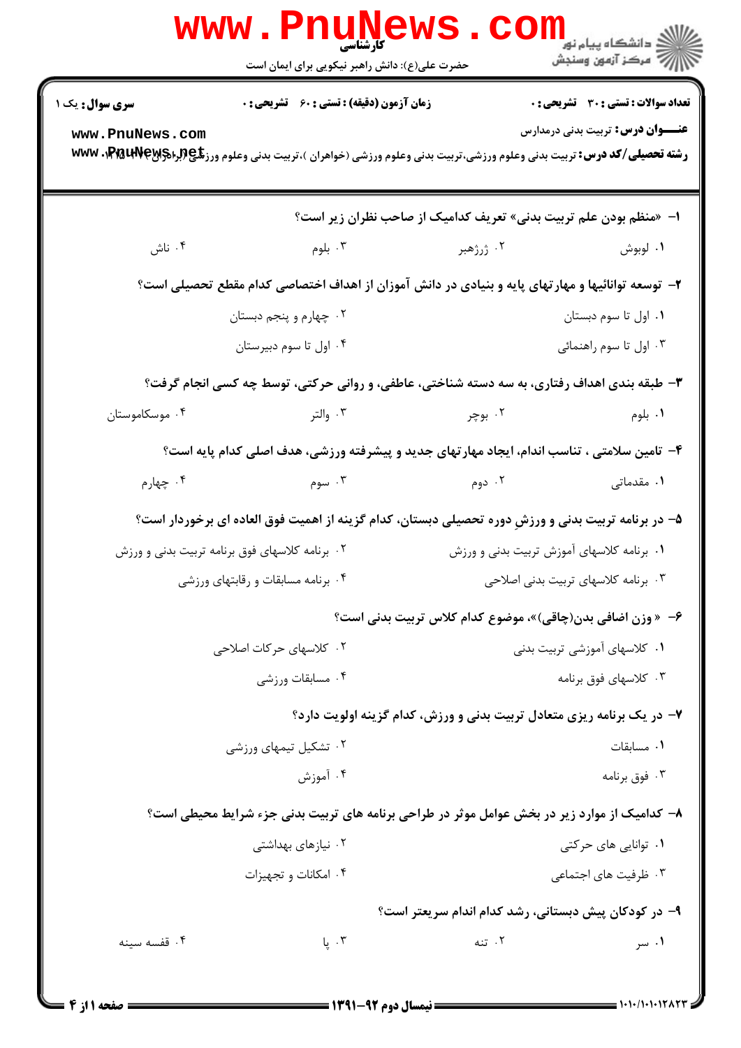**کارشناسی**

حضرت علی(ع): دانش راهبر نیکویی برای ایمان است

دانشگاه پیام نور
مرکز آزمون وسنجش

**سری سوال:** یک ۱

**زمان آزمون (دقیقه) : تستی : ۶۰ تشریحی : ۰**

**تعداد سوالات : تستی : ۳۰ تشریحی : ۰**

**عنـــوان درس:** تربیت بدنی درمدارس

**رشته تحصیلی/کد درس:** تربیت بدنی وعلوم ورزشی،تربیت بدنی وعلوم ورزشی (خواهران )،تربیت بدنی وعلوم ورزشی (برادران) ۱۲۱۵۰۷۴

---

۱- «منظم بودن علم تربیت بدنی» تعریف کدامیک از صاحب نظران زیر است؟

۱. لوبوش
۲. ژرژهبر
۳. بلوم
۴. ناش

۲- توسعه توانائیها و مهارتهای پایه و بنیادی در دانش آموزان از اهداف اختصاصی کدام مقطع تحصیلی است؟

۱. اول تا سوم دبستان
۲. چهارم و پنجم دبستان
۳. اول تا سوم راهنمائی
۴. اول تا سوم دبیرستان

۳- طبقه بندی اهداف رفتاری، به سه دسته شناختی، عاطفی، و روانی حرکتی، توسط چه کسی انجام گرفت؟

۱. بلوم
۲. بوچر
۳. والتر
۴. موسکاموستان

۴- تامین سلامتی ، تناسب اندام، ایجاد مهارتهای جدید و پیشرفته ورزشی، هدف اصلی کدام پایه است؟

۱. مقدماتی
۲. دوم
۳. سوم
۴. چهارم

۵- در برنامه تربیت بدنی و ورزشِ دوره تحصیلی دبستان، کدام گزینه از اهمیت فوق العاده ای برخوردار است؟

۱. برنامه کلاسهای آموزش تربیت بدنی و ورزش
۲. برنامه کلاسهای فوق برنامه تربیت بدنی و ورزش
۳. برنامه کلاسهای تربیت بدنی اصلاحی
۴. برنامه مسابقات و رقابتهای ورزشی

۶- « وزن اضافی بدن(چاقی)»، موضوع کدام کلاس تربیت بدنی است؟

۱. کلاسهای آموزشی تربیت بدنی
۲. کلاسهای حرکات اصلاحی
۳. کلاسهای فوق برنامه
۴. مسابقات ورزشی

۷- در یک برنامه ریزی متعادل تربیت بدنی و ورزش، کدام گزینه اولویت دارد؟

۱. مسابقات
۲. تشکیل تیمهای ورزشی
۳. فوق برنامه
۴. آموزش

۸- کدامیک از موارد زیر در بخش عوامل موثر در طراحی برنامه های تربیت بدنی جزء شرایط محیطی است؟

۱. توانایی های حرکتی
۲. نیازهای بهداشتی
۳. ظرفیت های اجتماعی
۴. امکانات و تجهیزات

۹- در کودکان پیش دبستانی، رشد کدام اندام سریعتر است؟

۱. سر
۲. تنه
۳. پا
۴. قفسه سینه

**نیمسال دوم ۹۲-۱۳۹۱**

۱۰۱۰/۱۰۱۰۱۲۸۲۳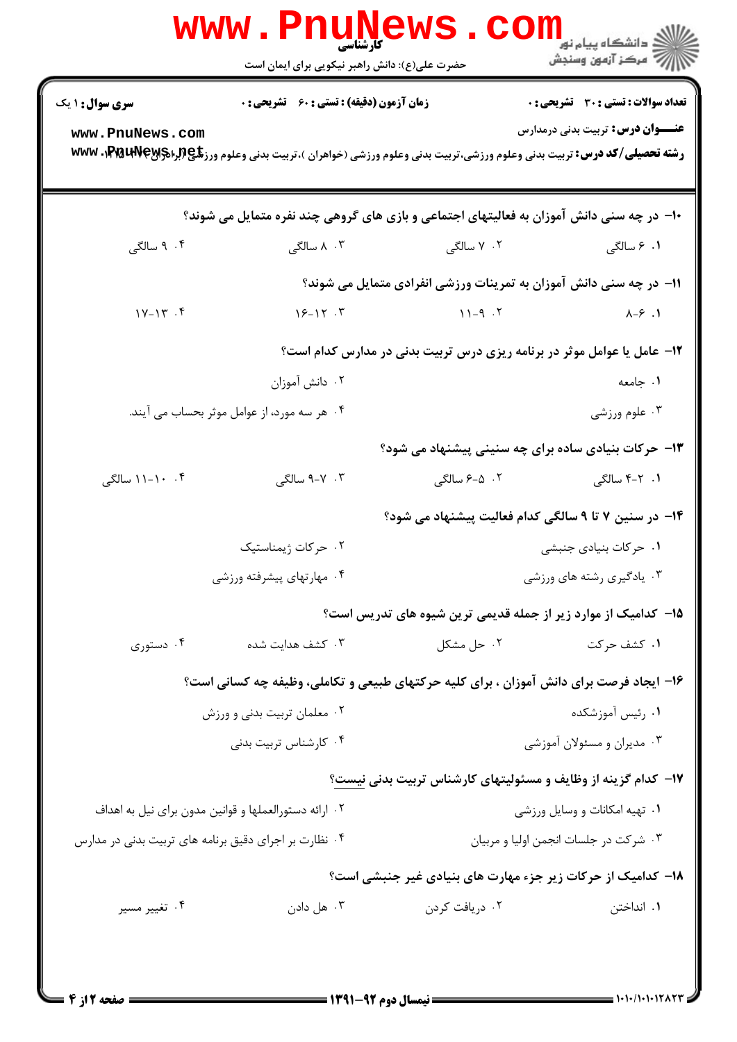**سری سوال:** ۱ یک

**زمان آزمون (دقیقه) : تستی : ۶۰  تشریحی : ۰**

**تعداد سوالات : تستی : ۳۰  تشریحی : ۰**

**عنـــوان درس:** تربیت بدنی درمدارس

**رشته تحصیلی/کد درس:** تربیت بدنی وعلوم ورزشی،تربیت بدنی وعلوم ورزشی (خواهران )،تربیت بدنی وعلوم ورزشی (برادران) ۱۲۱۵۱۰۴

**۱۰- در چه سنی دانش آموزان به فعالیتهای اجتماعی و بازی های گروهی چند نفره متمایل می شوند؟**

۱. ۶ سالگی
۲. ۷ سالگی
۳. ۸ سالگی
۴. ۹ سالگی

**۱۱- در چه سنی دانش آموزان به تمرینات ورزشی انفرادی متمایل می شوند؟**

۱. ۶-۸
۲. ۹-۱۱
۳. ۱۲-۱۶
۴. ۱۳-۱۷

**۱۲- عامل یا عوامل موثر در برنامه ریزی درس تربیت بدنی در مدارس کدام است؟**

۱. جامعه
۲. دانش آموزان
۳. علوم ورزشی
۴. هر سه مورد، از عوامل موثر بحساب می آیند.

**۱۳- حرکات بنیادی ساده برای چه سنینی پیشنهاد می شود؟**

۱. ۲-۴ سالگی
۲. ۵-۶ سالگی
۳. ۷-۹ سالگی
۴. ۱۰-۱۱ سالگی

**۱۴- در سنین ۷ تا ۹ سالگی کدام فعالیت پیشنهاد می شود؟**

۱. حرکات بنیادی جنبشی
۲. حرکات ژیمناستیک
۳. یادگیری رشته های ورزشی
۴. مهارتهای پیشرفته ورزشی

**۱۵- کدامیک از موارد زیر از جمله قدیمی ترین شیوه های تدریس است؟**

۱. کشف حرکت
۲. حل مشکل
۳. کشف هدایت شده
۴. دستوری

**۱۶- ایجاد فرصت برای دانش آموزان ، برای کلیه حرکتهای طبیعی و تکاملی، وظیفه چه کسانی است؟**

۱. رئیس آموزشکده
۲. معلمان تربیت بدنی و ورزش
۳. مدیران و مسئولان آموزشی
۴. کارشناس تربیت بدنی

**۱۷- کدام گزینه از وظایف و مسئولیتهای کارشناس تربیت بدنی نیست؟**

۱. تهیه امکانات و وسایل ورزشی
۲. ارائه دستورالعملها و قوانین مدون برای نیل به اهداف
۳. شرکت در جلسات انجمن اولیا و مربیان
۴. نظارت بر اجرای دقیق برنامه های تربیت بدنی در مدارس

**۱۸- کدامیک از حرکات زیر جزء مهارت های بنیادی غیر جنبشی است؟**

۱. انداختن
۲. دریافت کردن
۳. هل دادن
۴. تغییر مسیر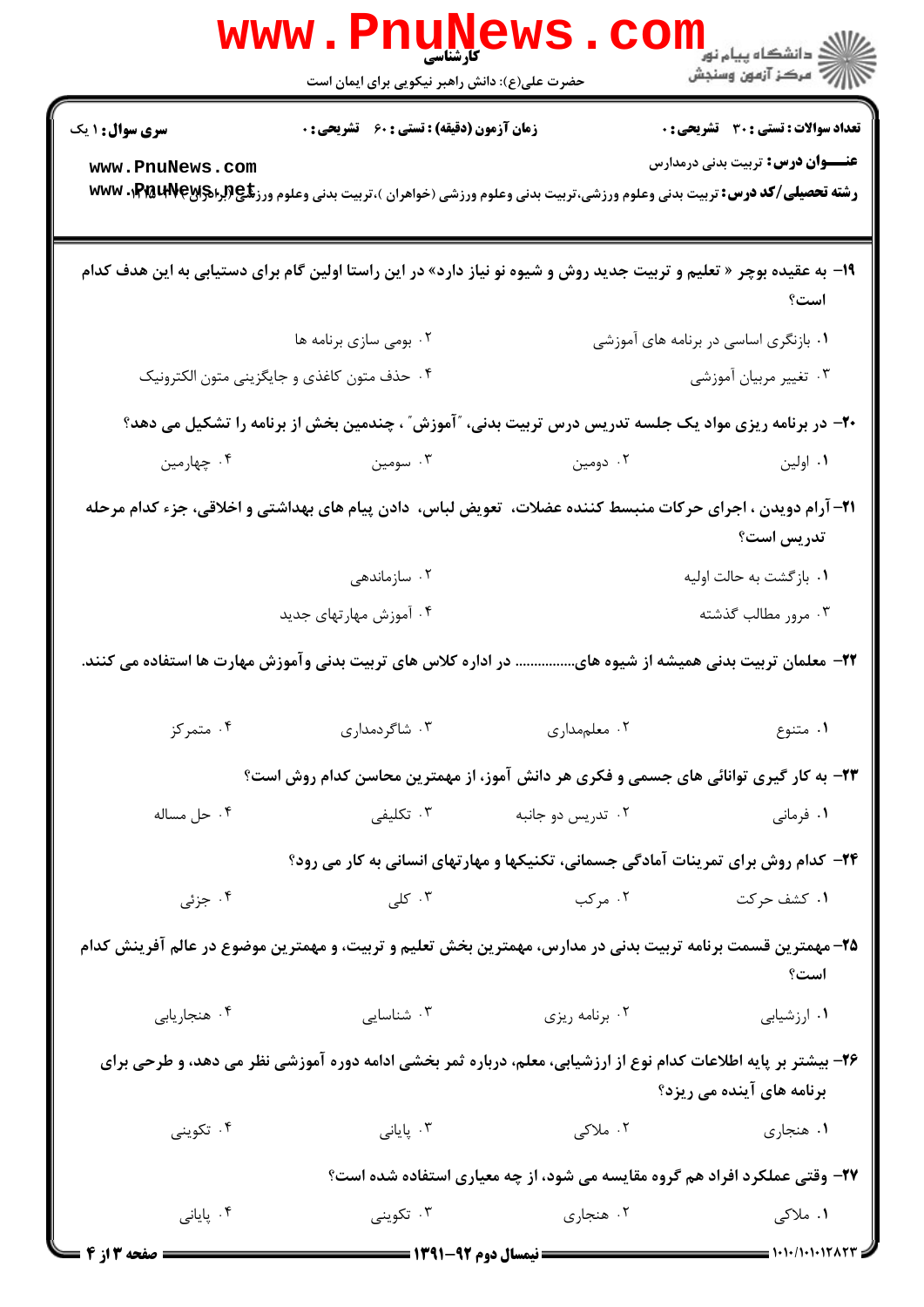**سری سوال:** ۱ یک

**زمان آزمون (دقیقه) : تستی : ۶۰ تشریحی : ۰**

**تعداد سوالات : تستی : ۳۰ تشریحی : ۰**

**عنـــوان درس:** تربیت بدنی درمدارس

**رشته تحصیلی/کد درس:** تربیت بدنی وعلوم ورزشی،تربیت بدنی وعلوم ورزشی (خواهران )،تربیت بدنی وعلوم ورزشی (برادران) ۱۲۱۵۰۴۲

**۱۹- به عقیده بوچر « تعلیم و تربیت جدید روش و شیوه نو نیاز دارد» در این راستا اولین گام برای دستیابی به این هدف کدام است؟**

۱. بازنگری اساسی در برنامه های آموزشی

۲. بومی سازی برنامه ها

۳. تغییر مربیان آموزشی

۴. حذف متون کاغذی و جایگزینی متون الکترونیک

**۲۰- در برنامه ریزی مواد یک جلسه تدریس درس تربیت بدنی، "آموزش" ، چندمین بخش از برنامه را تشکیل می دهد؟**

۱. اولین

۲. دومین

۳. سومین

۴. چهارمین

**۲۱- آرام دویدن ، اجرای حرکات منبسط کننده عضلات، تعویض لباس، دادن پیام های بهداشتی و اخلاقی، جزء کدام مرحله تدریس است؟**

۱. بازگشت به حالت اولیه

۲. سازماندهی

۳. مرور مطالب گذشته

۴. آموزش مهارتهای جدید

**۲۲- معلمان تربیت بدنی همیشه از شیوه های................ در اداره کلاس های تربیت بدنی وآموزش مهارت ها استفاده می کنند.**

۱. متنوع

۲. معلم‌مداری

۳. شاگردمداری

۴. متمرکز

**۲۳- به کار گیری توانائی های جسمی و فکری هر دانش آموز، از مهمترین محاسن کدام روش است؟**

۱. فرمانی

۲. تدریس دو جانبه

۳. تکلیفی

۴. حل مساله

**۲۴- کدام روش برای تمرینات آمادگی جسمانی، تکنیکها و مهارتهای انسانی به کار می رود؟**

۱. کشف حرکت

۲. مرکب

۳. کلی

۴. جزئی

**۲۵- مهمترین قسمت برنامه تربیت بدنی در مدارس، مهمترین بخش تعلیم و تربیت، و مهمترین موضوع در عالم آفرینش کدام است؟**

۱. ارزشیابی

۲. برنامه ریزی

۳. شناسایی

۴. هنجاریابی

**۲۶- بیشتر بر پایه اطلاعات کدام نوع از ارزشیابی، معلم، درباره ثمر بخشی ادامه دوره آموزشی نظر می دهد، و طرحی برای برنامه های آینده می ریزد؟**

۱. هنجاری

۲. ملاکی

۳. پایانی

۴. تکوینی

**۲۷- وقتی عملکرد افراد هم گروه مقایسه می شود، از چه معیاری استفاده شده است؟**

۱. ملاکی

۲. هنجاری

۳. تکوینی

۴. پایانی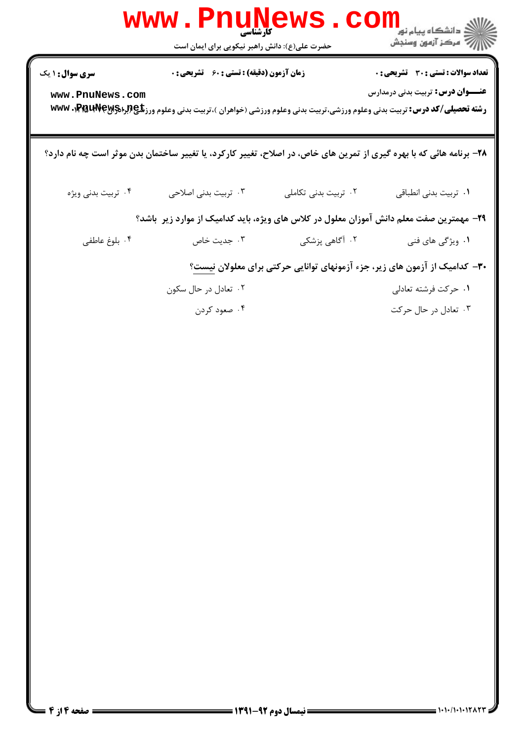**۲۸- برنامه هائی که با بهره گیری از تمرین های خاص، در اصلاح، تغییر کارکرد، یا تغییر ساختمان بدن موثر است چه نام دارد؟**

۱. تربیت بدنی انطباقی
۲. تربیت بدنی تکاملی
۳. تربیت بدنی اصلاحی
۴. تربیت بدنی ویژه

**۲۹- مهمترین صفت معلم دانش آموزان معلول در کلاس های ویژه، باید کدامیک از موارد زیر باشد؟**

۱. ویژگی های فنی
۲. آگاهی پزشکی
۳. جدیت خاص
۴. بلوغ عاطفی

**۳۰- کدامیک از آزمون های زیر، جزء آزمونهای توانایی حرکتی برای معلولان نیست؟**

۱. حرکت فرشته تعادلی
۲. تعادل در حال سکون
۳. تعادل در حال حرکت
۴. صعود کردن